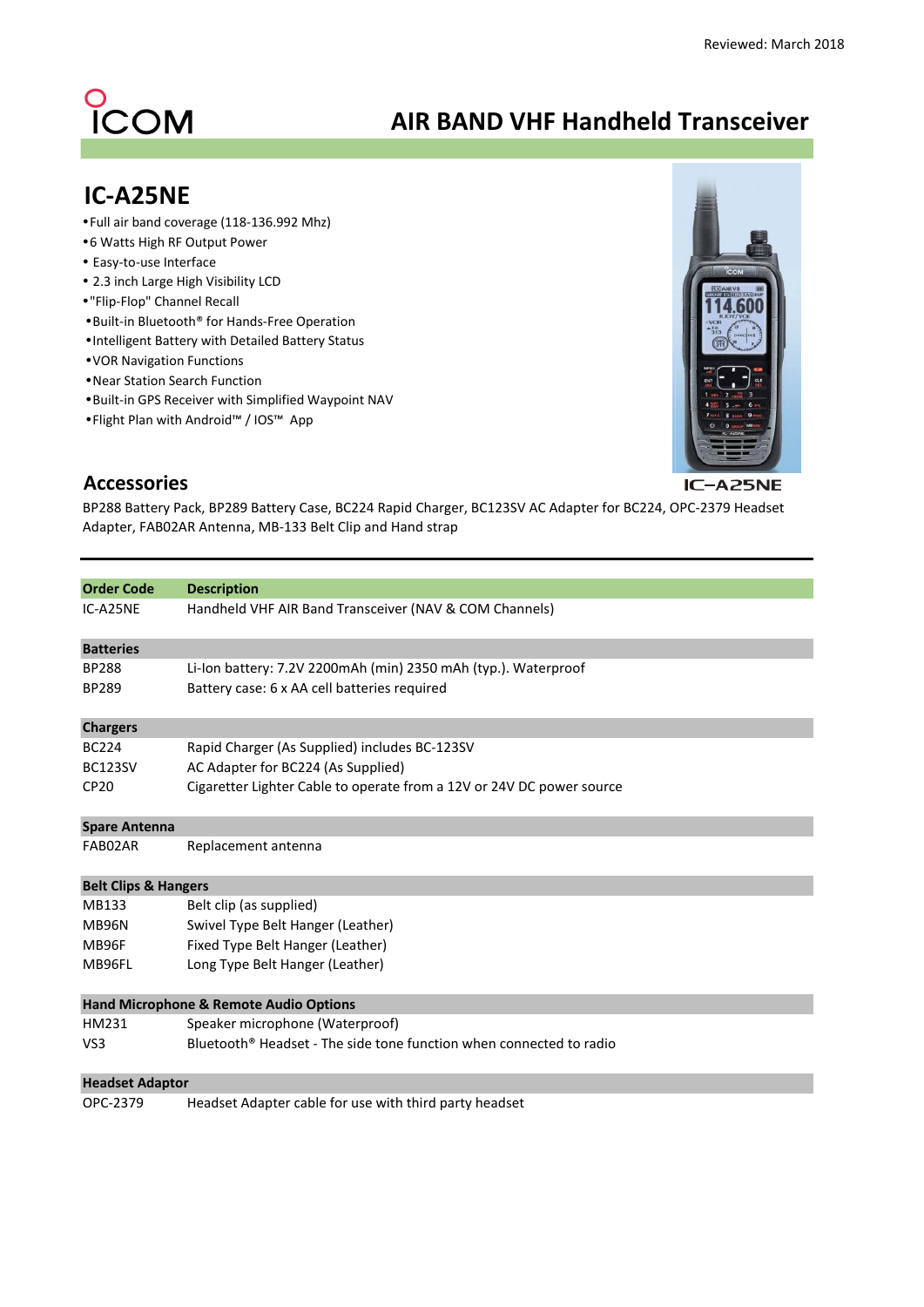Reviewed: March 2018

ICOM

# AIR BAND VHF Handheld Transceiver

## IC-A25NE

- Full air band coverage (118-136.992 Mhz)
- 6 Watts High RF Output Power
- Easy-to-use Interface
- 2.3 inch Large High Visibility LCD
- "Flip-Flop" Channel Recall
- Built-in Bluetooth® for Hands-Free Operation
- Intelligent Battery with Detailed Battery Status
- VOR Navigation Functions
- Near Station Search Function
- Built-in GPS Receiver with Simplified Waypoint NAV
- Flight Plan with Android™ / IOS™ App

IC-A25NE

## Accessories

BP288 Battery Pack, BP289 Battery Case, BC224 Rapid Charger, BC123SV AC Adapter for BC224, OPC-2379 Headset Adapter, FAB02AR Antenna, MB-133 Belt Clip and Hand strap

| Order Code | Description |
|---|---|
| IC-A25NE | Handheld VHF AIR Band Transceiver (NAV & COM Channels) |
| **Batteries** | |
| BP288 | Li-Ion battery: 7.2V 2200mAh (min) 2350 mAh (typ.). Waterproof |
| BP289 | Battery case: 6 x AA cell batteries required |
| **Chargers** | |
| BC224 | Rapid Charger (As Supplied) includes BC-123SV |
| BC123SV | AC Adapter for BC224 (As Supplied) |
| CP20 | Cigaretter Lighter Cable to operate from a 12V or 24V DC power source |
| **Spare Antenna** | |
| FAB02AR | Replacement antenna |
| **Belt Clips & Hangers** | |
| MB133 | Belt clip (as supplied) |
| MB96N | Swivel Type Belt Hanger (Leather) |
| MB96F | Fixed Type Belt Hanger (Leather) |
| MB96FL | Long Type Belt Hanger (Leather) |
| **Hand Microphone & Remote Audio Options** | |
| HM231 | Speaker microphone (Waterproof) |
| VS3 | Bluetooth® Headset - The side tone function when connected to radio |
| **Headset Adaptor** | |
| OPC-2379 | Headset Adapter cable for use with third party headset |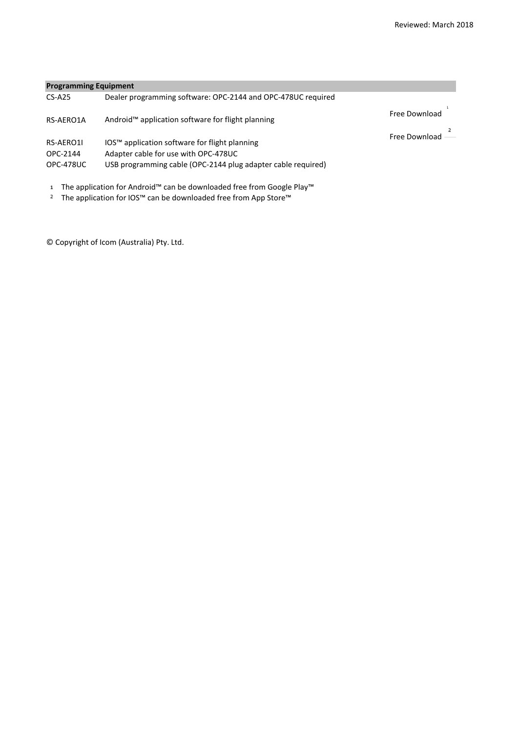Reviewed: March 2018

| Programming Equipment | | |
| --- | --- | --- |
| CS-A25 | Dealer programming software: OPC-2144 and OPC-478UC required | |
| RS-AERO1A | Android™ application software for flight planning | Free Download [1] |
| RS-AERO1I | IOS™ application software for flight planning | Free Download [2] |
| OPC-2144 | Adapter cable for use with OPC-478UC | |
| OPC-478UC | USB programming cable (OPC-2144 plug adapter cable required) | |

1 The application for Android™ can be downloaded free from Google Play™

2 The application for IOS™ can be downloaded free from App Store™

© Copyright of Icom (Australia) Pty. Ltd.